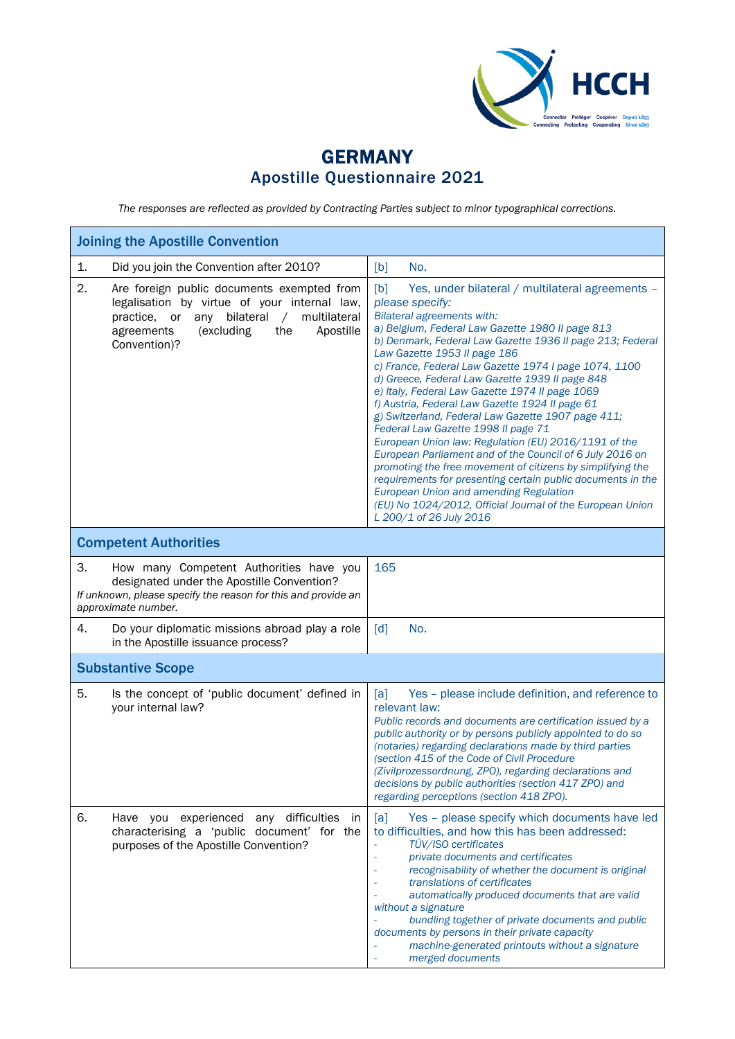# GERMANY
## Apostille Questionnaire 2021

*The responses are reflected as provided by Contracting Parties subject to minor typographical corrections.*

| Joining the Apostille Convention | |
|---|---|
| 1. Did you join the Convention after 2010? | [b] No. |
| 2. Are foreign public documents exempted from legalisation by virtue of your internal law, practice, or any bilateral / multilateral agreements (excluding the Apostille Convention)? | [b] Yes, under bilateral / multilateral agreements – *please specify:*<br>*Bilateral agreements with:*<br>*a) Belgium, Federal Law Gazette 1980 II page 813*<br>*b) Denmark, Federal Law Gazette 1936 II page 213; Federal Law Gazette 1953 II page 186*<br>*c) France, Federal Law Gazette 1974 I page 1074, 1100*<br>*d) Greece, Federal Law Gazette 1939 II page 848*<br>*e) Italy, Federal Law Gazette 1974 II page 1069*<br>*f) Austria, Federal Law Gazette 1924 II page 61*<br>*g) Switzerland, Federal Law Gazette 1907 page 411; Federal Law Gazette 1998 II page 71*<br>*European Union law: Regulation (EU) 2016/1191 of the European Parliament and of the Council of 6 July 2016 on promoting the free movement of citizens by simplifying the requirements for presenting certain public documents in the European Union and amending Regulation (EU) No 1024/2012, Official Journal of the European Union L 200/1 of 26 July 2016* |
| **Competent Authorities** | |
| 3. How many Competent Authorities have you designated under the Apostille Convention?<br>*If unknown, please specify the reason for this and provide an approximate number.* | 165 |
| 4. Do your diplomatic missions abroad play a role in the Apostille issuance process? | [d] No. |
| **Substantive Scope** | |
| 5. Is the concept of 'public document' defined in your internal law? | [a] Yes – please include definition, and reference to relevant law:<br>*Public records and documents are certification issued by a public authority or by persons publicly appointed to do so (notaries) regarding declarations made by third parties (section 415 of the Code of Civil Procedure (Zivilprozessordnung, ZPO), regarding declarations and decisions by public authorities (section 417 ZPO) and regarding perceptions (section 418 ZPO).* |
| 6. Have you experienced any difficulties in characterising a 'public document' for the purposes of the Apostille Convention? | [a] Yes – please specify which documents have led to difficulties, and how this has been addressed:<br>- *TÜV/ISO certificates*<br>- *private documents and certificates*<br>- *recognisability of whether the document is original*<br>- *translations of certificates*<br>- *automatically produced documents that are valid without a signature*<br>- *bundling together of private documents and public documents by persons in their private capacity*<br>- *machine-generated printouts without a signature*<br>- *merged documents* |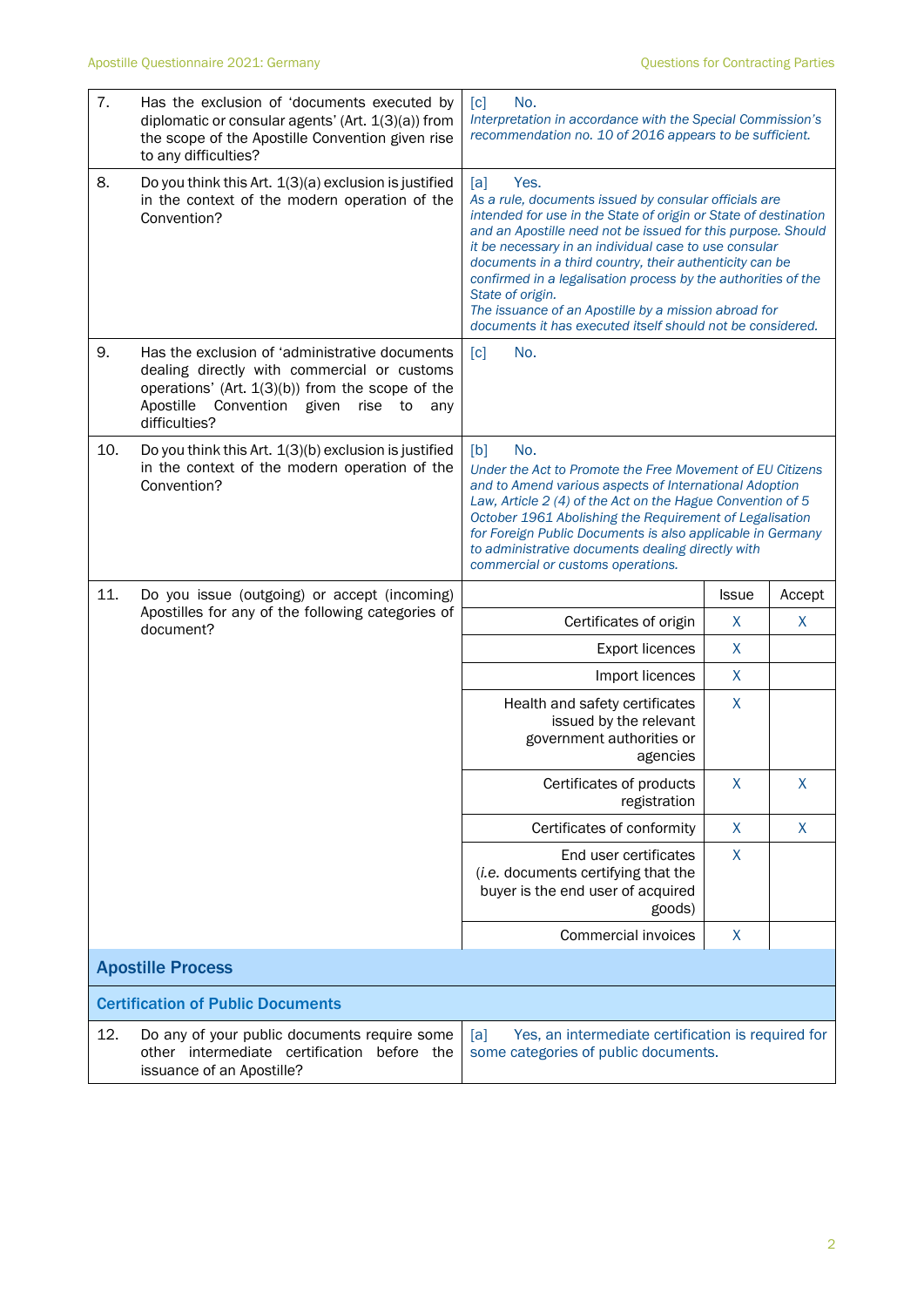| | | |
|---|---|---|
| 7. | Has the exclusion of 'documents executed by diplomatic or consular agents' (Art. 1(3)(a)) from the scope of the Apostille Convention given rise to any difficulties? | [c] No.<br>*Interpretation in accordance with the Special Commission's recommendation no. 10 of 2016 appears to be sufficient.* |
| 8. | Do you think this Art. 1(3)(a) exclusion is justified in the context of the modern operation of the Convention? | [a] Yes.<br>*As a rule, documents issued by consular officials are intended for use in the State of origin or State of destination and an Apostille need not be issued for this purpose. Should it be necessary in an individual case to use consular documents in a third country, their authenticity can be confirmed in a legalisation process by the authorities of the State of origin.*<br>*The issuance of an Apostille by a mission abroad for documents it has executed itself should not be considered.* |
| 9. | Has the exclusion of 'administrative documents dealing directly with commercial or customs operations' (Art. 1(3)(b)) from the scope of the Apostille Convention given rise to any difficulties? | [c] No. |
| 10. | Do you think this Art. 1(3)(b) exclusion is justified in the context of the modern operation of the Convention? | [b] No.<br>*Under the Act to Promote the Free Movement of EU Citizens and to Amend various aspects of International Adoption Law, Article 2 (4) of the Act on the Hague Convention of 5 October 1961 Abolishing the Requirement of Legalisation for Foreign Public Documents is also applicable in Germany to administrative documents dealing directly with commercial or customs operations.* |

| 11. Do you issue (outgoing) or accept (incoming) Apostilles for any of the following categories of document? | Issue | Accept |
|---|---|---|
| Certificates of origin | X | X |
| Export licences | X | |
| Import licences | X | |
| Health and safety certificates issued by the relevant government authorities or agencies | X | |
| Certificates of products registration | X | X |
| Certificates of conformity | X | X |
| End user certificates (*i.e.* documents certifying that the buyer is the end user of acquired goods) | X | |
| Commercial invoices | X | |

## Apostille Process

### Certification of Public Documents

| | | |
|---|---|---|
| 12. | Do any of your public documents require some other intermediate certification before the issuance of an Apostille? | [a] Yes, an intermediate certification is required for some categories of public documents. |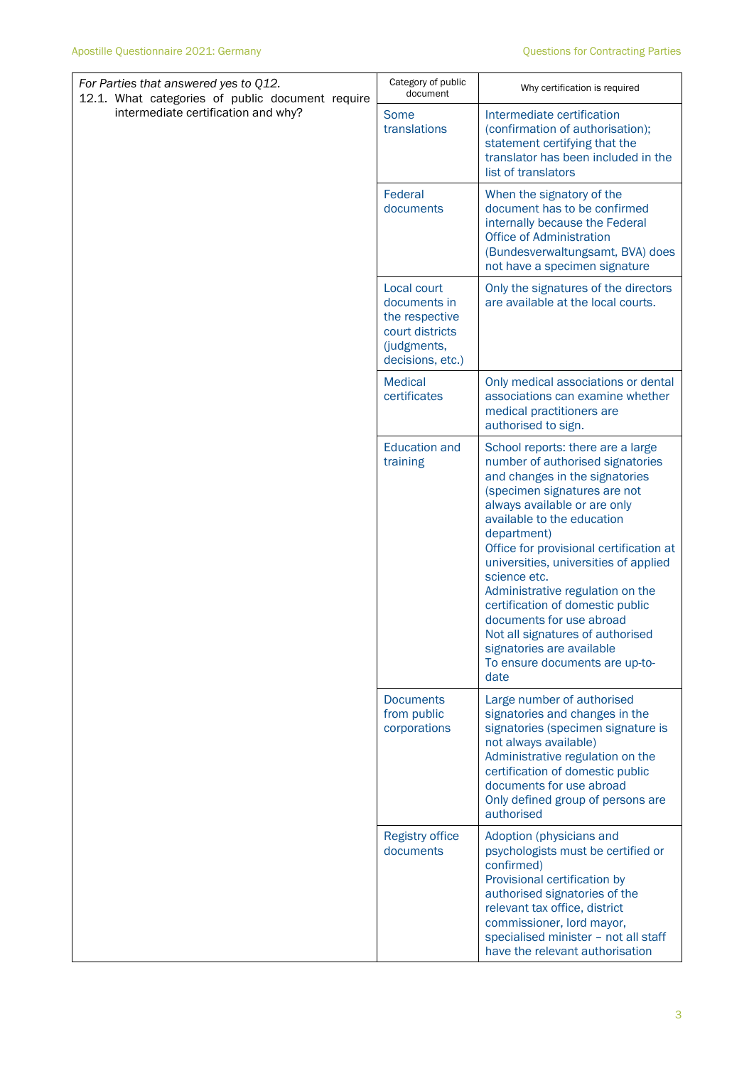| For Parties that answered yes to Q12. 12.1. What categories of public document require intermediate certification and why? | Category of public document | Why certification is required |
|---|---|---|
| | Some translations | Intermediate certification (confirmation of authorisation); statement certifying that the translator has been included in the list of translators |
| | Federal documents | When the signatory of the document has to be confirmed internally because the Federal Office of Administration (Bundesverwaltungsamt, BVA) does not have a specimen signature |
| | Local court documents in the respective court districts (judgments, decisions, etc.) | Only the signatures of the directors are available at the local courts. |
| | Medical certificates | Only medical associations or dental associations can examine whether medical practitioners are authorised to sign. |
| | Education and training | School reports: there are a large number of authorised signatories and changes in the signatories (specimen signatures are not always available or are only available to the education department)<br>Office for provisional certification at universities, universities of applied science etc.<br>Administrative regulation on the certification of domestic public documents for use abroad<br>Not all signatures of authorised signatories are available<br>To ensure documents are up-to-date |
| | Documents from public corporations | Large number of authorised signatories and changes in the signatories (specimen signature is not always available)<br>Administrative regulation on the certification of domestic public documents for use abroad<br>Only defined group of persons are authorised |
| | Registry office documents | Adoption (physicians and psychologists must be certified or confirmed)<br>Provisional certification by authorised signatories of the relevant tax office, district commissioner, lord mayor, specialised minister – not all staff have the relevant authorisation |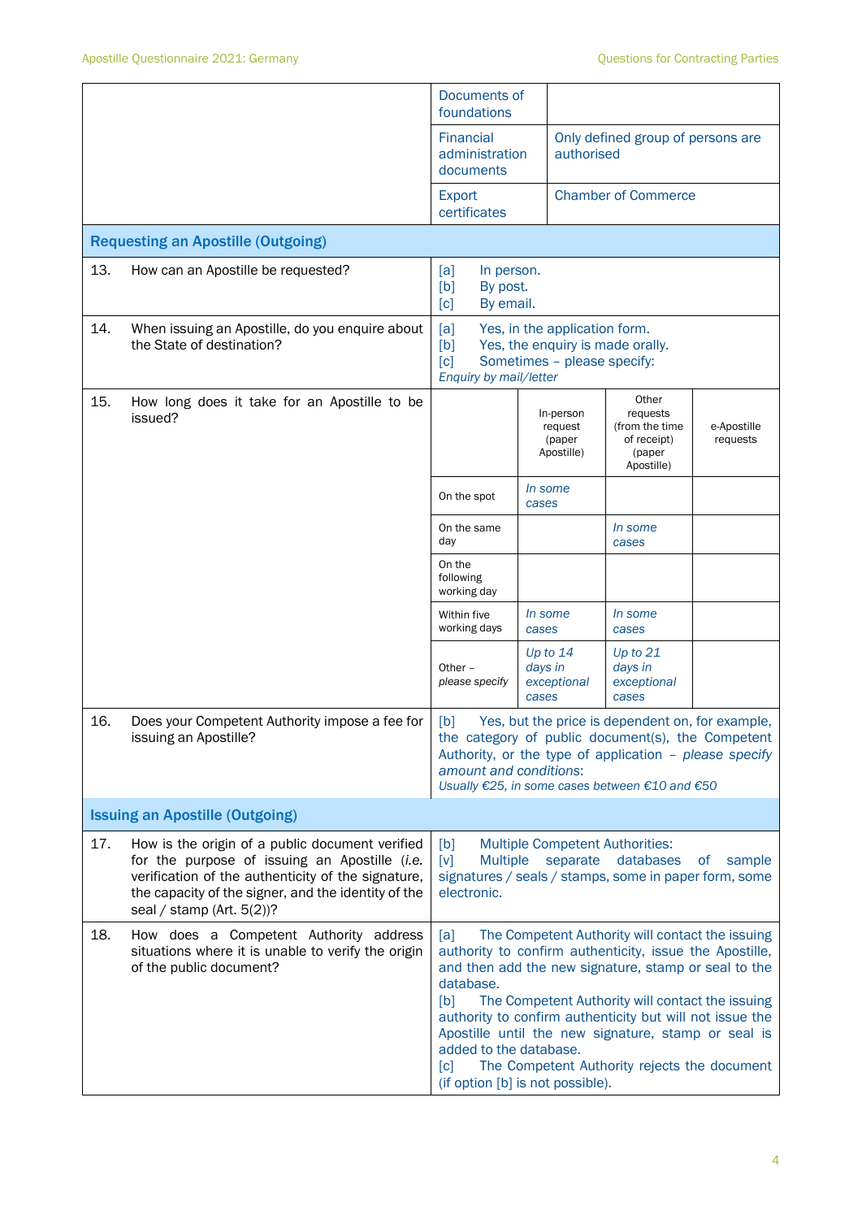| | | |
|---|---|---|
| | Documents of foundations | |
| | Financial administration documents | Only defined group of persons are authorised |
| | Export certificates | Chamber of Commerce |

## Requesting an Apostille (Outgoing)

| | |
|---|---|
| 13. How can an Apostille be requested? | [a] In person.<br>[b] By post.<br>[c] By email. |
| 14. When issuing an Apostille, do you enquire about the State of destination? | [a] Yes, in the application form.<br>[b] Yes, the enquiry is made orally.<br>[c] Sometimes – please specify:<br>*Enquiry by mail/letter* |

15. How long does it take for an Apostille to be issued?

| | In-person request (paper Apostille) | Other requests (from the time of receipt) (paper Apostille) | e-Apostille requests |
|---|---|---|---|
| On the spot | *In some cases* | | |
| On the same day | | *In some cases* | |
| On the following working day | | | |
| Within five working days | *In some cases* | *In some cases* | |
| Other – *please specify* | *Up to 14 days in exceptional cases* | *Up to 21 days in exceptional cases* | |

| | |
|---|---|
| 16. Does your Competent Authority impose a fee for issuing an Apostille? | [b] Yes, but the price is dependent on, for example, the category of public document(s), the Competent Authority, or the type of application – *please specify amount and conditions*:<br>*Usually €25, in some cases between €10 and €50* |

## Issuing an Apostille (Outgoing)

| | |
|---|---|
| 17. How is the origin of a public document verified for the purpose of issuing an Apostille (*i.e.* verification of the authenticity of the signature, the capacity of the signer, and the identity of the seal / stamp (Art. 5(2))? | [b] Multiple Competent Authorities:<br>[v] Multiple separate databases of sample signatures / seals / stamps, some in paper form, some electronic. |
| 18. How does a Competent Authority address situations where it is unable to verify the origin of the public document? | [a] The Competent Authority will contact the issuing authority to confirm authenticity, issue the Apostille, and then add the new signature, stamp or seal to the database.<br>[b] The Competent Authority will contact the issuing authority to confirm authenticity but will not issue the Apostille until the new signature, stamp or seal is added to the database.<br>[c] The Competent Authority rejects the document (if option [b] is not possible). |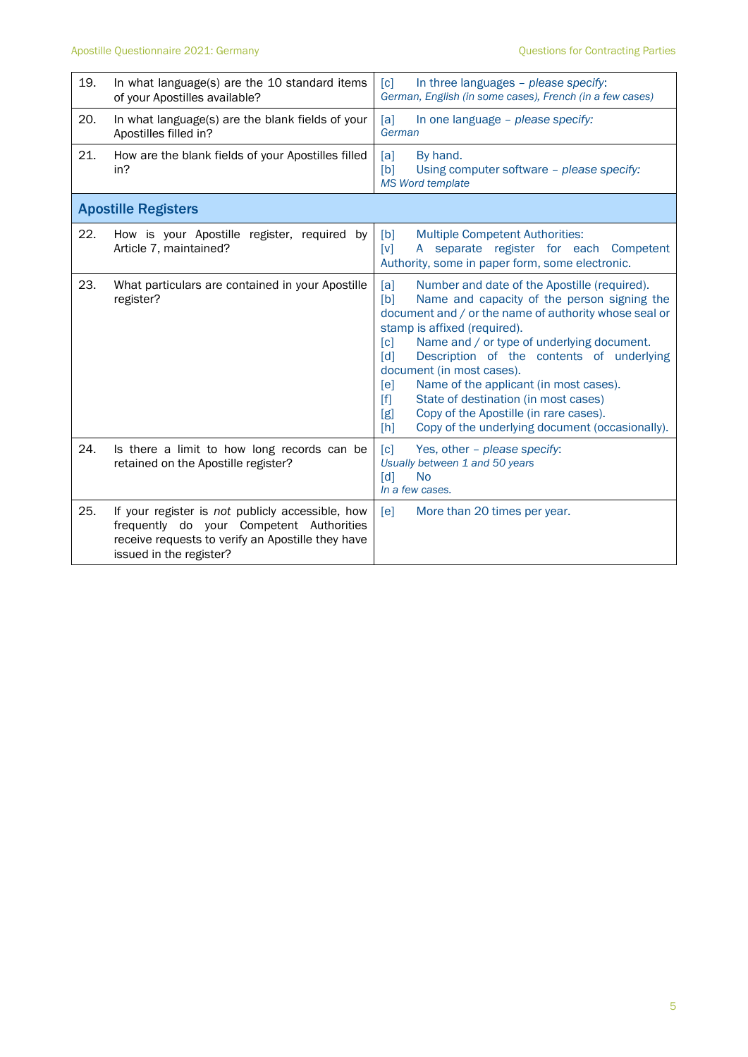| | | |
|---|---|---|
| 19. | In what language(s) are the 10 standard items of your Apostilles available? | [c] In three languages – *please specify*:<br>*German, English (in some cases), French (in a few cases)* |
| 20. | In what language(s) are the blank fields of your Apostilles filled in? | [a] In one language – *please specify:*<br>*German* |
| 21. | How are the blank fields of your Apostilles filled in? | [a] By hand.<br>[b] Using computer software – *please specify:*<br>*MS Word template* |
| **Apostille Registers** | | |
| 22. | How is your Apostille register, required by Article 7, maintained? | [b] Multiple Competent Authorities:<br>[v] A separate register for each Competent Authority, some in paper form, some electronic. |
| 23. | What particulars are contained in your Apostille register? | [a] Number and date of the Apostille (required).<br>[b] Name and capacity of the person signing the document and / or the name of authority whose seal or stamp is affixed (required).<br>[c] Name and / or type of underlying document.<br>[d] Description of the contents of underlying document (in most cases).<br>[e] Name of the applicant (in most cases).<br>[f] State of destination (in most cases)<br>[g] Copy of the Apostille (in rare cases).<br>[h] Copy of the underlying document (occasionally). |
| 24. | Is there a limit to how long records can be retained on the Apostille register? | [c] Yes, other – *please specify*:<br>*Usually between 1 and 50 years*<br>[d] No<br>*In a few cases.* |
| 25. | If your register is *not* publicly accessible, how frequently do your Competent Authorities receive requests to verify an Apostille they have issued in the register? | [e] More than 20 times per year. |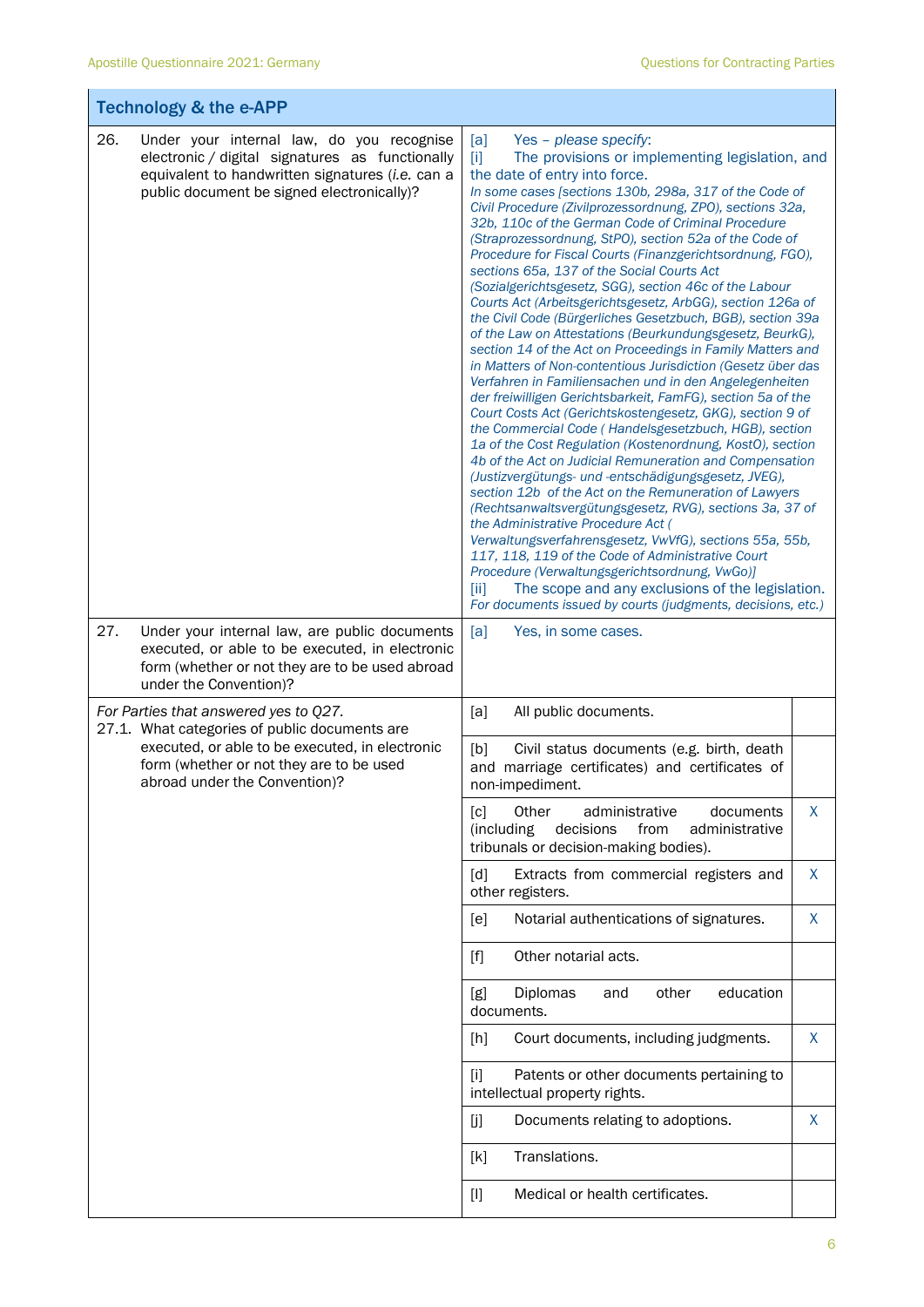## Technology & the e-APP

| | | |
|---|---|---|
| 26. Under your internal law, do you recognise electronic / digital signatures as functionally equivalent to handwritten signatures (*i.e.* can a public document be signed electronically)? | [a] Yes – *please specify*:<br>[i] The provisions or implementing legislation, and the date of entry into force.<br>*In some cases [sections 130b, 298a, 317 of the Code of Civil Procedure (Zivilprozessordnung, ZPO), sections 32a, 32b, 110c of the German Code of Criminal Procedure (Straprozessordnung, StPO), section 52a of the Code of Procedure for Fiscal Courts (Finanzgerichtsordnung, FGO), sections 65a, 137 of the Social Courts Act (Sozialgerichtsgesetz, SGG), section 46c of the Labour Courts Act (Arbeitsgerichtsgesetz, ArbGG), section 126a of the Civil Code (Bürgerliches Gesetzbuch, BGB), section 39a of the Law on Attestations (Beurkundungsgesetz, BeurkG), section 14 of the Act on Proceedings in Family Matters and in Matters of Non-contentious Jurisdiction (Gesetz über das Verfahren in Familiensachen und in den Angelegenheiten der freiwilligen Gerichtsbarkeit, FamFG), section 5a of the Court Costs Act (Gerichtskostengesetz, GKG), section 9 of the Commercial Code ( Handelsgesetzbuch, HGB), section 1a of the Cost Regulation (Kostenordnung, KostO), section 4b of the Act on Judicial Remuneration and Compensation (Justizvergütungs- und -entschädigungsgesetz, JVEG), section 12b of the Act on the Remuneration of Lawyers (Rechtsanwaltsvergütungsgesetz, RVG), sections 3a, 37 of the Administrative Procedure Act ( Verwaltungsverfahrensgesetz, VwVfG), sections 55a, 55b, 117, 118, 119 of the Code of Administrative Court Procedure (Verwaltungsgerichtsordnung, VwGo)]*<br>[ii] The scope and any exclusions of the legislation.<br>*For documents issued by courts (judgments, decisions, etc.)* | |
| 27. Under your internal law, are public documents executed, or able to be executed, in electronic form (whether or not they are to be used abroad under the Convention)? | [a] Yes, in some cases. | |
| *For Parties that answered yes to Q27.*<br>27.1. What categories of public documents are executed, or able to be executed, in electronic form (whether or not they are to be used abroad under the Convention)? | [a] All public documents. | |
| | [b] Civil status documents (e.g. birth, death and marriage certificates) and certificates of non-impediment. | |
| | [c] Other administrative documents (including decisions from administrative tribunals or decision-making bodies). | X |
| | [d] Extracts from commercial registers and other registers. | X |
| | [e] Notarial authentications of signatures. | X |
| | [f] Other notarial acts. | |
| | [g] Diplomas and other education documents. | |
| | [h] Court documents, including judgments. | X |
| | [i] Patents or other documents pertaining to intellectual property rights. | |
| | [j] Documents relating to adoptions. | X |
| | [k] Translations. | |
| | [l] Medical or health certificates. | |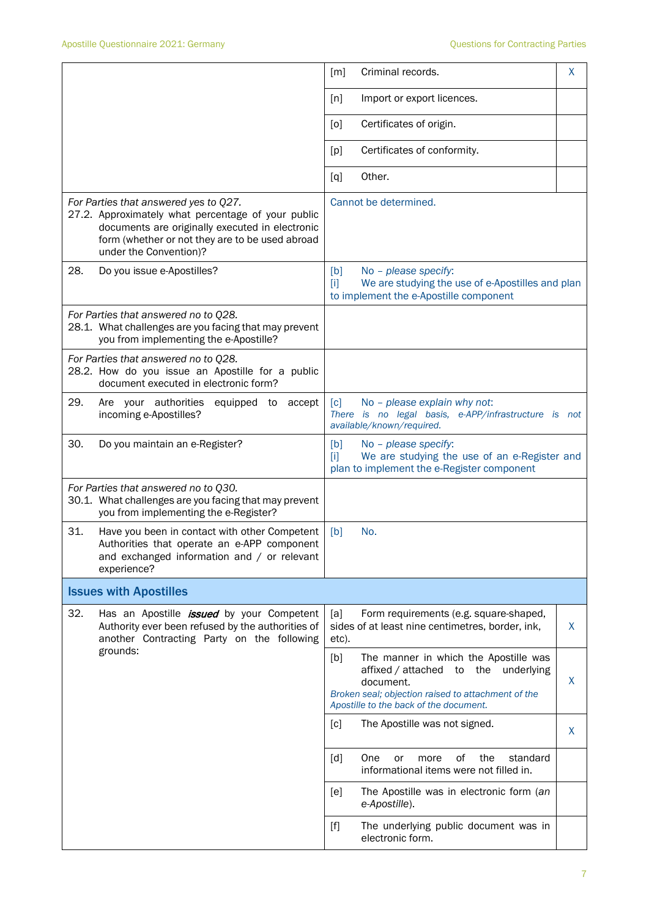| | | |
|---|---|---|
| | [m] Criminal records. | X |
| | [n] Import or export licences. | |
| | [o] Certificates of origin. | |
| | [p] Certificates of conformity. | |
| | [q] Other. | |
| *For Parties that answered yes to Q27.* 27.2. Approximately what percentage of your public documents are originally executed in electronic form (whether or not they are to be used abroad under the Convention)? | Cannot be determined. | |
| 28. Do you issue e-Apostilles? | [b] No – *please specify*: [i] We are studying the use of e-Apostilles and plan to implement the e-Apostille component | |
| *For Parties that answered no to Q28.* 28.1. What challenges are you facing that may prevent you from implementing the e-Apostille? | | |
| *For Parties that answered no to Q28.* 28.2. How do you issue an Apostille for a public document executed in electronic form? | | |
| 29. Are your authorities equipped to accept incoming e-Apostilles? | [c] No – *please explain why not*: *There is no legal basis, e-APP/infrastructure is not available/known/required.* | |
| 30. Do you maintain an e-Register? | [b] No – *please specify*: [i] We are studying the use of an e-Register and plan to implement the e-Register component | |
| *For Parties that answered no to Q30.* 30.1. What challenges are you facing that may prevent you from implementing the e-Register? | | |
| 31. Have you been in contact with other Competent Authorities that operate an e-APP component and exchanged information and / or relevant experience? | [b] No. | |

## Issues with Apostilles

| | | |
|---|---|---|
| 32. Has an Apostille ***issued*** by your Competent Authority ever been refused by the authorities of another Contracting Party on the following grounds: | [a] Form requirements (e.g. square-shaped, sides of at least nine centimetres, border, ink, etc). | X |
| | [b] The manner in which the Apostille was affixed / attached to the underlying document. *Broken seal; objection raised to attachment of the Apostille to the back of the document.* | X |
| | [c] The Apostille was not signed. | X |
| | [d] One or more of the standard informational items were not filled in. | |
| | [e] The Apostille was in electronic form (*an e-Apostille*). | |
| | [f] The underlying public document was in electronic form. | |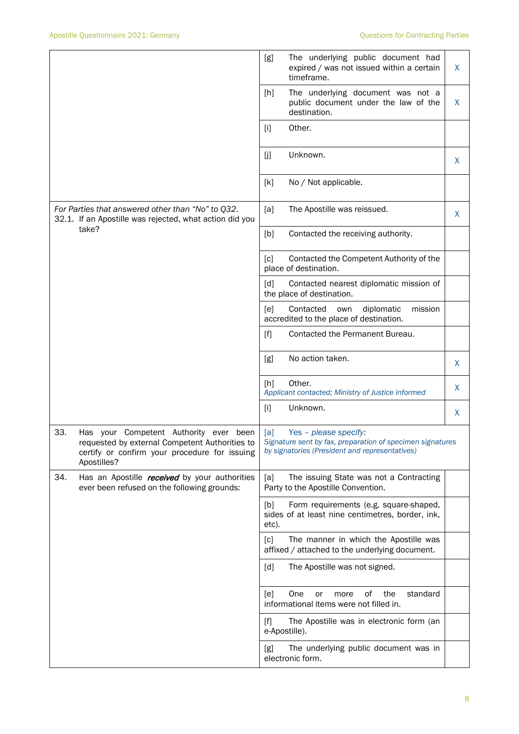| | | |
|---|---|---|
| | [g] The underlying public document had expired / was not issued within a certain timeframe. | X |
| | [h] The underlying document was not a public document under the law of the destination. | X |
| | [i] Other. | |
| | [j] Unknown. | X |
| | [k] No / Not applicable. | |
| *For Parties that answered other than "No" to Q32.* 32.1. If an Apostille was rejected, what action did you take? | [a] The Apostille was reissued. | X |
| | [b] Contacted the receiving authority. | |
| | [c] Contacted the Competent Authority of the place of destination. | |
| | [d] Contacted nearest diplomatic mission of the place of destination. | |
| | [e] Contacted own diplomatic mission accredited to the place of destination. | |
| | [f] Contacted the Permanent Bureau. | |
| | [g] No action taken. | X |
| | [h] Other. *Applicant contacted; Ministry of Justice informed* | X |
| | [i] Unknown. | X |
| 33. Has your Competent Authority ever been requested by external Competent Authorities to certify or confirm your procedure for issuing Apostilles? | [a] Yes – *please specify:* *Signature sent by fax, preparation of specimen signatures by signatories (President and representatives)* | |
| 34. Has an Apostille ***received*** by your authorities ever been refused on the following grounds: | [a] The issuing State was not a Contracting Party to the Apostille Convention. | |
| | [b] Form requirements (e.g. square-shaped, sides of at least nine centimetres, border, ink, etc). | |
| | [c] The manner in which the Apostille was affixed / attached to the underlying document. | |
| | [d] The Apostille was not signed. | |
| | [e] One or more of the standard informational items were not filled in. | |
| | [f] The Apostille was in electronic form (an e-Apostille). | |
| | [g] The underlying public document was in electronic form. | |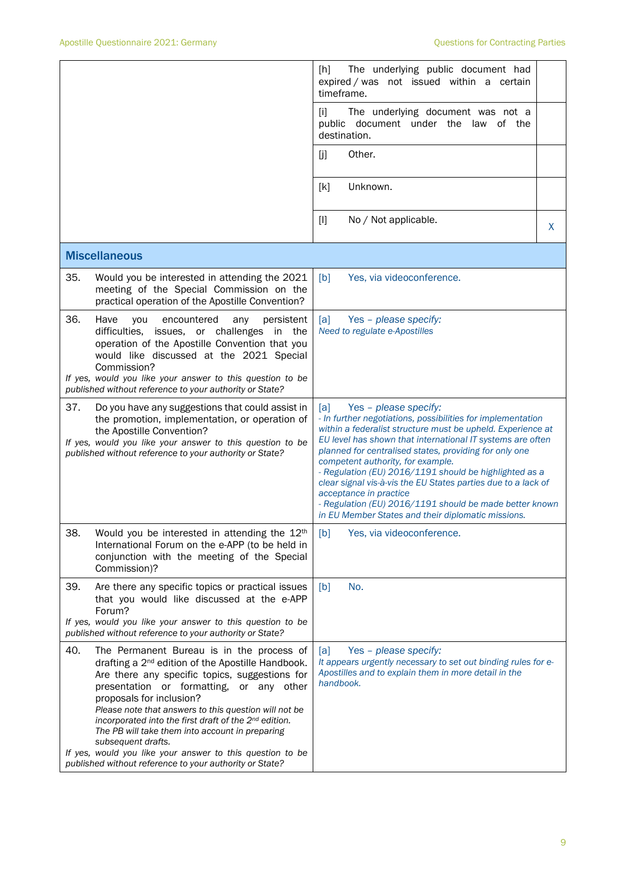| | | |
|---|---|---|
| | [h] The underlying public document had expired / was not issued within a certain timeframe. | |
| | [i] The underlying document was not a public document under the law of the destination. | |
| | [j] Other. | |
| | [k] Unknown. | |
| | [l] No / Not applicable. | X |

## Miscellaneous

| | |
|---|---|
| 35. Would you be interested in attending the 2021 meeting of the Special Commission on the practical operation of the Apostille Convention? | [b] Yes, via videoconference. |
| 36. Have you encountered any persistent difficulties, issues, or challenges in the operation of the Apostille Convention that you would like discussed at the 2021 Special Commission?<br>*If yes, would you like your answer to this question to be published without reference to your authority or State?* | [a] Yes – *please specify:*<br>*Need to regulate e-Apostilles* |
| 37. Do you have any suggestions that could assist in the promotion, implementation, or operation of the Apostille Convention?<br>*If yes, would you like your answer to this question to be published without reference to your authority or State?* | [a] Yes – *please specify:*<br>*- In further negotiations, possibilities for implementation within a federalist structure must be upheld. Experience at EU level has shown that international IT systems are often planned for centralised states, providing for only one competent authority, for example.*<br>*- Regulation (EU) 2016/1191 should be highlighted as a clear signal vis-à-vis the EU States parties due to a lack of acceptance in practice*<br>*- Regulation (EU) 2016/1191 should be made better known in EU Member States and their diplomatic missions.* |
| 38. Would you be interested in attending the 12th International Forum on the e-APP (to be held in conjunction with the meeting of the Special Commission)? | [b] Yes, via videoconference. |
| 39. Are there any specific topics or practical issues that you would like discussed at the e-APP Forum?<br>*If yes, would you like your answer to this question to be published without reference to your authority or State?* | [b] No. |
| 40. The Permanent Bureau is in the process of drafting a 2nd edition of the Apostille Handbook. Are there any specific topics, suggestions for presentation or formatting, or any other proposals for inclusion?<br>*Please note that answers to this question will not be incorporated into the first draft of the 2nd edition. The PB will take them into account in preparing subsequent drafts.*<br>*If yes, would you like your answer to this question to be published without reference to your authority or State?* | [a] Yes – *please specify:*<br>*It appears urgently necessary to set out binding rules for e-Apostilles and to explain them in more detail in the handbook.* |